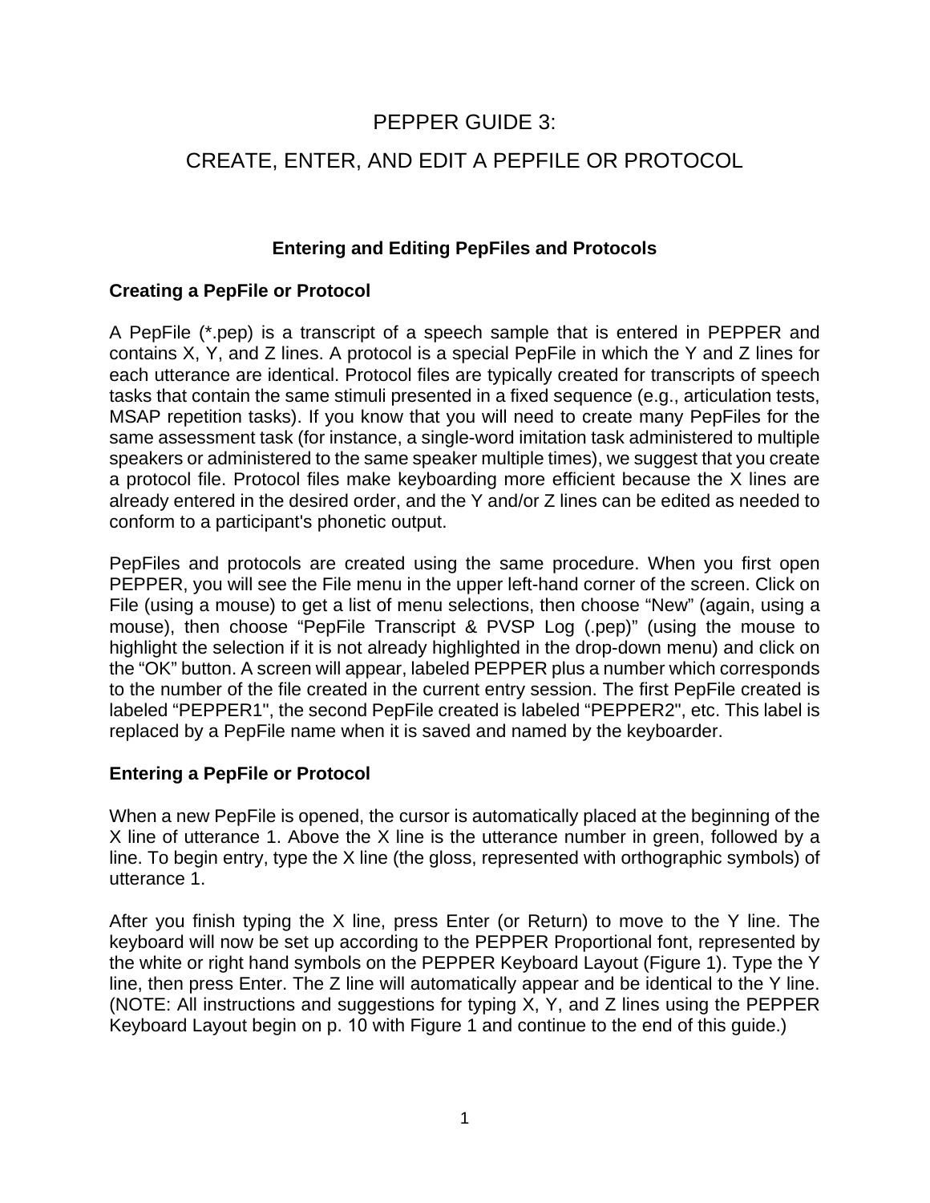# PEPPER GUIDE 3:

# CREATE, ENTER, AND EDIT A PEPFILE OR PROTOCOL

## Entering and Editing PepFiles and Protocols

### Creating a PepFile or Protocol

A PepFile (*.pep) is a transcript of a speech sample that is entered in PEPPER and contains X, Y, and Z lines. A protocol is a special PepFile in which the Y and Z lines for each utterance are identical. Protocol files are typically created for transcripts of speech tasks that contain the same stimuli presented in a fixed sequence (e.g., articulation tests, MSAP repetition tasks). If you know that you will need to create many PepFiles for the same assessment task (for instance, a single-word imitation task administered to multiple speakers or administered to the same speaker multiple times), we suggest that you create a protocol file. Protocol files make keyboarding more efficient because the X lines are already entered in the desired order, and the Y and/or Z lines can be edited as needed to conform to a participant's phonetic output.

PepFiles and protocols are created using the same procedure. When you first open PEPPER, you will see the File menu in the upper left-hand corner of the screen. Click on File (using a mouse) to get a list of menu selections, then choose “New” (again, using a mouse), then choose “PepFile Transcript & PVSP Log (.pep)” (using the mouse to highlight the selection if it is not already highlighted in the drop-down menu) and click on the “OK” button. A screen will appear, labeled PEPPER plus a number which corresponds to the number of the file created in the current entry session. The first PepFile created is labeled “PEPPER1", the second PepFile created is labeled “PEPPER2", etc. This label is replaced by a PepFile name when it is saved and named by the keyboarder.

### Entering a PepFile or Protocol

When a new PepFile is opened, the cursor is automatically placed at the beginning of the X line of utterance 1. Above the X line is the utterance number in green, followed by a line. To begin entry, type the X line (the gloss, represented with orthographic symbols) of utterance 1.

After you finish typing the X line, press Enter (or Return) to move to the Y line. The keyboard will now be set up according to the PEPPER Proportional font, represented by the white or right hand symbols on the PEPPER Keyboard Layout (Figure 1). Type the Y line, then press Enter. The Z line will automatically appear and be identical to the Y line. (NOTE: All instructions and suggestions for typing X, Y, and Z lines using the PEPPER Keyboard Layout begin on p. 10 with Figure 1 and continue to the end of this guide.)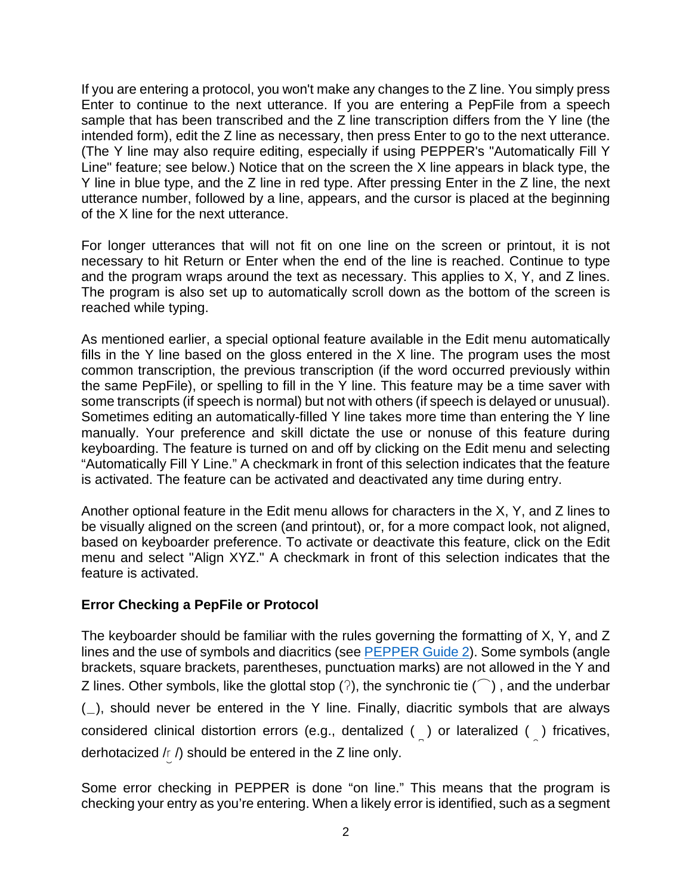If you are entering a protocol, you won't make any changes to the Z line. You simply press Enter to continue to the next utterance. If you are entering a PepFile from a speech sample that has been transcribed and the Z line transcription differs from the Y line (the intended form), edit the Z line as necessary, then press Enter to go to the next utterance. (The Y line may also require editing, especially if using PEPPER's "Automatically Fill Y Line" feature; see below.) Notice that on the screen the X line appears in black type, the Y line in blue type, and the Z line in red type. After pressing Enter in the Z line, the next utterance number, followed by a line, appears, and the cursor is placed at the beginning of the X line for the next utterance.

For longer utterances that will not fit on one line on the screen or printout, it is not necessary to hit Return or Enter when the end of the line is reached. Continue to type and the program wraps around the text as necessary. This applies to X, Y, and Z lines. The program is also set up to automatically scroll down as the bottom of the screen is reached while typing.

As mentioned earlier, a special optional feature available in the Edit menu automatically fills in the Y line based on the gloss entered in the X line. The program uses the most common transcription, the previous transcription (if the word occurred previously within the same PepFile), or spelling to fill in the Y line. This feature may be a time saver with some transcripts (if speech is normal) but not with others (if speech is delayed or unusual). Sometimes editing an automatically-filled Y line takes more time than entering the Y line manually. Your preference and skill dictate the use or nonuse of this feature during keyboarding. The feature is turned on and off by clicking on the Edit menu and selecting "Automatically Fill Y Line." A checkmark in front of this selection indicates that the feature is activated. The feature can be activated and deactivated any time during entry.

Another optional feature in the Edit menu allows for characters in the X, Y, and Z lines to be visually aligned on the screen (and printout), or, for a more compact look, not aligned, based on keyboarder preference. To activate or deactivate this feature, click on the Edit menu and select "Align XYZ." A checkmark in front of this selection indicates that the feature is activated.

**Error Checking a PepFile or Protocol**

The keyboarder should be familiar with the rules governing the formatting of X, Y, and Z lines and the use of symbols and diacritics (see PEPPER Guide 2). Some symbols (angle brackets, square brackets, parentheses, punctuation marks) are not allowed in the Y and Z lines. Other symbols, like the glottal stop (ʔ), the synchronic tie (͡ ) , and the underbar (_), should never be entered in the Y line. Finally, diacritic symbols that are always considered clinical distortion errors (e.g., dentalized ( ̪ ) or lateralized ( ̺ ) fricatives, derhotacized /ɾ̮/) should be entered in the Z line only.

Some error checking in PEPPER is done "on line." This means that the program is checking your entry as you're entering. When a likely error is identified, such as a segment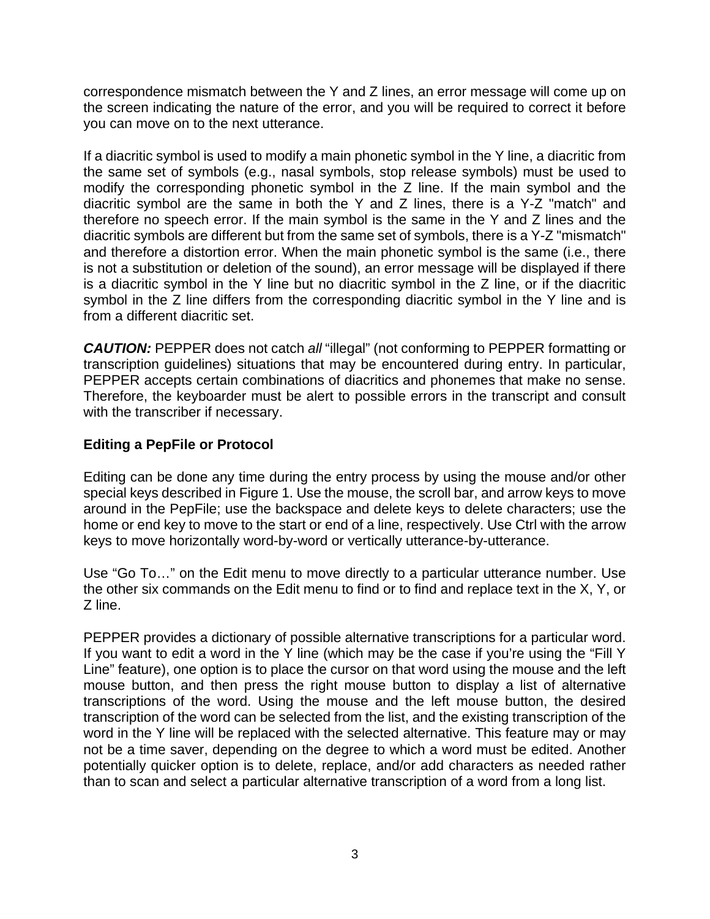correspondence mismatch between the Y and Z lines, an error message will come up on the screen indicating the nature of the error, and you will be required to correct it before you can move on to the next utterance.

If a diacritic symbol is used to modify a main phonetic symbol in the Y line, a diacritic from the same set of symbols (e.g., nasal symbols, stop release symbols) must be used to modify the corresponding phonetic symbol in the Z line. If the main symbol and the diacritic symbol are the same in both the Y and Z lines, there is a Y-Z "match" and therefore no speech error. If the main symbol is the same in the Y and Z lines and the diacritic symbols are different but from the same set of symbols, there is a Y-Z "mismatch" and therefore a distortion error. When the main phonetic symbol is the same (i.e., there is not a substitution or deletion of the sound), an error message will be displayed if there is a diacritic symbol in the Y line but no diacritic symbol in the Z line, or if the diacritic symbol in the Z line differs from the corresponding diacritic symbol in the Y line and is from a different diacritic set.

***CAUTION:*** PEPPER does not catch *all* “illegal” (not conforming to PEPPER formatting or transcription guidelines) situations that may be encountered during entry. In particular, PEPPER accepts certain combinations of diacritics and phonemes that make no sense. Therefore, the keyboarder must be alert to possible errors in the transcript and consult with the transcriber if necessary.

**Editing a PepFile or Protocol**

Editing can be done any time during the entry process by using the mouse and/or other special keys described in Figure 1. Use the mouse, the scroll bar, and arrow keys to move around in the PepFile; use the backspace and delete keys to delete characters; use the home or end key to move to the start or end of a line, respectively. Use Ctrl with the arrow keys to move horizontally word-by-word or vertically utterance-by-utterance.

Use “Go To…” on the Edit menu to move directly to a particular utterance number. Use the other six commands on the Edit menu to find or to find and replace text in the X, Y, or Z line.

PEPPER provides a dictionary of possible alternative transcriptions for a particular word. If you want to edit a word in the Y line (which may be the case if you’re using the “Fill Y Line” feature), one option is to place the cursor on that word using the mouse and the left mouse button, and then press the right mouse button to display a list of alternative transcriptions of the word. Using the mouse and the left mouse button, the desired transcription of the word can be selected from the list, and the existing transcription of the word in the Y line will be replaced with the selected alternative. This feature may or may not be a time saver, depending on the degree to which a word must be edited. Another potentially quicker option is to delete, replace, and/or add characters as needed rather than to scan and select a particular alternative transcription of a word from a long list.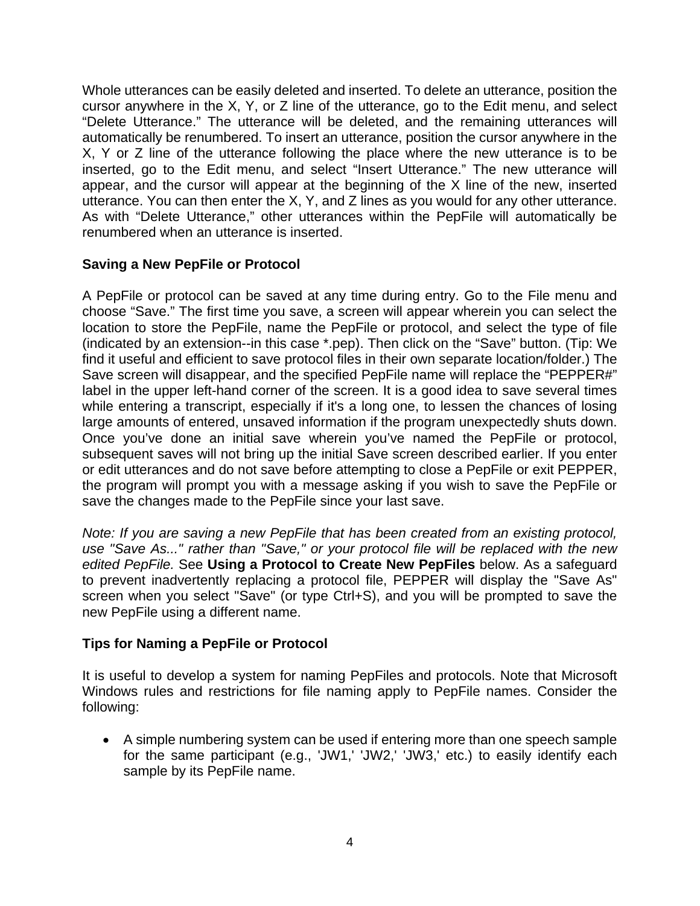Whole utterances can be easily deleted and inserted. To delete an utterance, position the cursor anywhere in the X, Y, or Z line of the utterance, go to the Edit menu, and select “Delete Utterance.” The utterance will be deleted, and the remaining utterances will automatically be renumbered. To insert an utterance, position the cursor anywhere in the X, Y or Z line of the utterance following the place where the new utterance is to be inserted, go to the Edit menu, and select “Insert Utterance.” The new utterance will appear, and the cursor will appear at the beginning of the X line of the new, inserted utterance. You can then enter the X, Y, and Z lines as you would for any other utterance. As with “Delete Utterance,” other utterances within the PepFile will automatically be renumbered when an utterance is inserted.

**Saving a New PepFile or Protocol**

A PepFile or protocol can be saved at any time during entry. Go to the File menu and choose “Save.” The first time you save, a screen will appear wherein you can select the location to store the PepFile, name the PepFile or protocol, and select the type of file (indicated by an extension--in this case *.pep). Then click on the “Save” button. (Tip: We find it useful and efficient to save protocol files in their own separate location/folder.) The Save screen will disappear, and the specified PepFile name will replace the “PEPPER#” label in the upper left-hand corner of the screen. It is a good idea to save several times while entering a transcript, especially if it's a long one, to lessen the chances of losing large amounts of entered, unsaved information if the program unexpectedly shuts down. Once you’ve done an initial save wherein you’ve named the PepFile or protocol, subsequent saves will not bring up the initial Save screen described earlier. If you enter or edit utterances and do not save before attempting to close a PepFile or exit PEPPER, the program will prompt you with a message asking if you wish to save the PepFile or save the changes made to the PepFile since your last save.

*Note: If you are saving a new PepFile that has been created from an existing protocol, use "Save As..." rather than "Save," or your protocol file will be replaced with the new edited PepFile.* See **Using a Protocol to Create New PepFiles** below. As a safeguard to prevent inadvertently replacing a protocol file, PEPPER will display the "Save As" screen when you select "Save" (or type Ctrl+S), and you will be prompted to save the new PepFile using a different name.

**Tips for Naming a PepFile or Protocol**

It is useful to develop a system for naming PepFiles and protocols. Note that Microsoft Windows rules and restrictions for file naming apply to PepFile names. Consider the following:

- A simple numbering system can be used if entering more than one speech sample for the same participant (e.g., 'JW1,' 'JW2,' 'JW3,' etc.) to easily identify each sample by its PepFile name.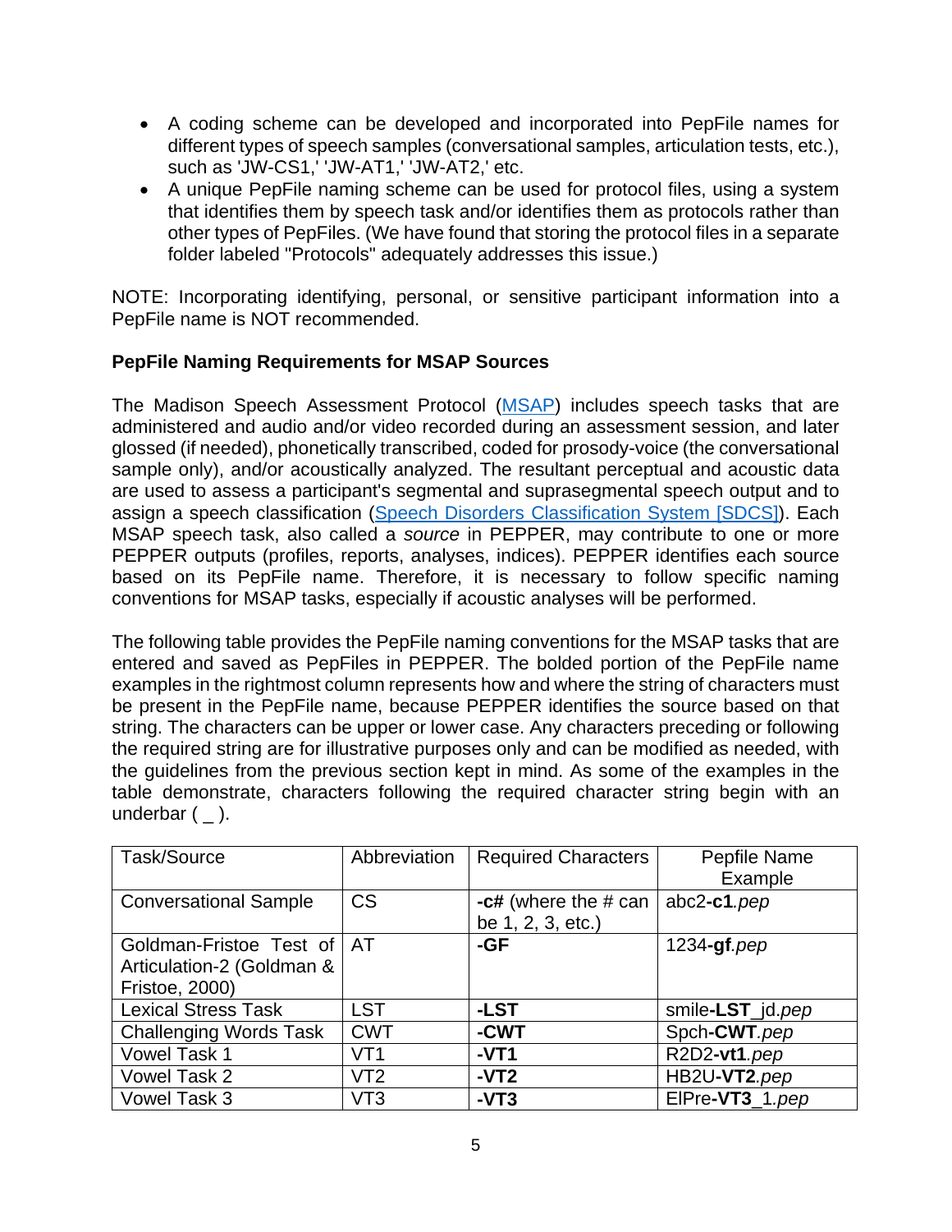- A coding scheme can be developed and incorporated into PepFile names for different types of speech samples (conversational samples, articulation tests, etc.), such as 'JW-CS1,' 'JW-AT1,' 'JW-AT2,' etc.
- A unique PepFile naming scheme can be used for protocol files, using a system that identifies them by speech task and/or identifies them as protocols rather than other types of PepFiles. (We have found that storing the protocol files in a separate folder labeled "Protocols" adequately addresses this issue.)

NOTE: Incorporating identifying, personal, or sensitive participant information into a PepFile name is NOT recommended.

### PepFile Naming Requirements for MSAP Sources

The Madison Speech Assessment Protocol (MSAP) includes speech tasks that are administered and audio and/or video recorded during an assessment session, and later glossed (if needed), phonetically transcribed, coded for prosody-voice (the conversational sample only), and/or acoustically analyzed. The resultant perceptual and acoustic data are used to assess a participant's segmental and suprasegmental speech output and to assign a speech classification (Speech Disorders Classification System [SDCS]). Each MSAP speech task, also called a *source* in PEPPER, may contribute to one or more PEPPER outputs (profiles, reports, analyses, indices). PEPPER identifies each source based on its PepFile name. Therefore, it is necessary to follow specific naming conventions for MSAP tasks, especially if acoustic analyses will be performed.

The following table provides the PepFile naming conventions for the MSAP tasks that are entered and saved as PepFiles in PEPPER. The bolded portion of the PepFile name examples in the rightmost column represents how and where the string of characters must be present in the PepFile name, because PEPPER identifies the source based on that string. The characters can be upper or lower case. Any characters preceding or following the required string are for illustrative purposes only and can be modified as needed, with the guidelines from the previous section kept in mind. As some of the examples in the table demonstrate, characters following the required character string begin with an underbar ( _ ).

| Task/Source | Abbreviation | Required Characters | Pepfile Name Example |
|---|---|---|---|
| Conversational Sample | CS | **-c#** (where the # can be 1, 2, 3, etc.) | abc2**-c1**.*pep* |
| Goldman-Fristoe Test of Articulation-2 (Goldman & Fristoe, 2000) | AT | **-GF** | 1234**-gf**.*pep* |
| Lexical Stress Task | LST | **-LST** | smile**-LST**_jd.*pep* |
| Challenging Words Task | CWT | **-CWT** | Spch**-CWT**.*pep* |
| Vowel Task 1 | VT1 | **-VT1** | R2D2**-vt1**.*pep* |
| Vowel Task 2 | VT2 | **-VT2** | HB2U**-VT2**.*pep* |
| Vowel Task 3 | VT3 | **-VT3** | ElPre**-VT3**_1.*pep* |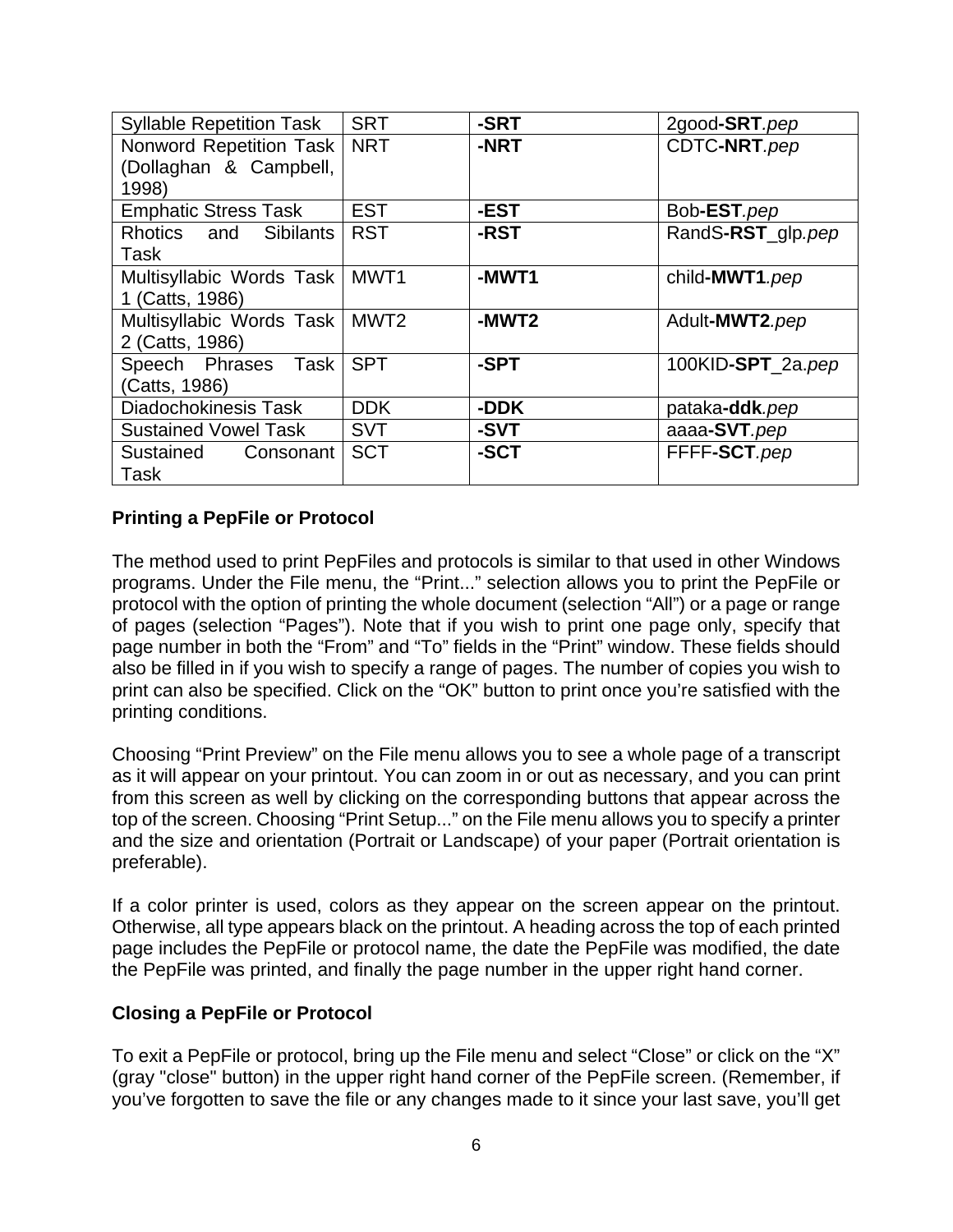| Syllable Repetition Task | SRT | **-SRT** | 2good**-SRT**.*pep* |
|---|---|---|---|
| Nonword Repetition Task (Dollaghan & Campbell, 1998) | NRT | **-NRT** | CDTC**-NRT**.*pep* |
| Emphatic Stress Task | EST | **-EST** | Bob**-EST**.*pep* |
| Rhotics and Sibilants Task | RST | **-RST** | RandS**-RST**_glp.*pep* |
| Multisyllabic Words Task 1 (Catts, 1986) | MWT1 | **-MWT1** | child**-MWT1**.*pep* |
| Multisyllabic Words Task 2 (Catts, 1986) | MWT2 | **-MWT2** | Adult**-MWT2**.*pep* |
| Speech Phrases Task (Catts, 1986) | SPT | **-SPT** | 100KID**-SPT**_2a.*pep* |
| Diadochokinesis Task | DDK | **-DDK** | pataka**-ddk**.*pep* |
| Sustained Vowel Task | SVT | **-SVT** | aaaa**-SVT**.*pep* |
| Sustained Consonant Task | SCT | **-SCT** | FFFF**-SCT**.*pep* |

**Printing a PepFile or Protocol**

The method used to print PepFiles and protocols is similar to that used in other Windows programs. Under the File menu, the "Print..." selection allows you to print the PepFile or protocol with the option of printing the whole document (selection "All") or a page or range of pages (selection "Pages"). Note that if you wish to print one page only, specify that page number in both the "From" and "To" fields in the "Print" window. These fields should also be filled in if you wish to specify a range of pages. The number of copies you wish to print can also be specified. Click on the "OK" button to print once you're satisfied with the printing conditions.

Choosing "Print Preview" on the File menu allows you to see a whole page of a transcript as it will appear on your printout. You can zoom in or out as necessary, and you can print from this screen as well by clicking on the corresponding buttons that appear across the top of the screen. Choosing "Print Setup..." on the File menu allows you to specify a printer and the size and orientation (Portrait or Landscape) of your paper (Portrait orientation is preferable).

If a color printer is used, colors as they appear on the screen appear on the printout. Otherwise, all type appears black on the printout. A heading across the top of each printed page includes the PepFile or protocol name, the date the PepFile was modified, the date the PepFile was printed, and finally the page number in the upper right hand corner.

**Closing a PepFile or Protocol**

To exit a PepFile or protocol, bring up the File menu and select "Close" or click on the "X" (gray "close" button) in the upper right hand corner of the PepFile screen. (Remember, if you've forgotten to save the file or any changes made to it since your last save, you'll get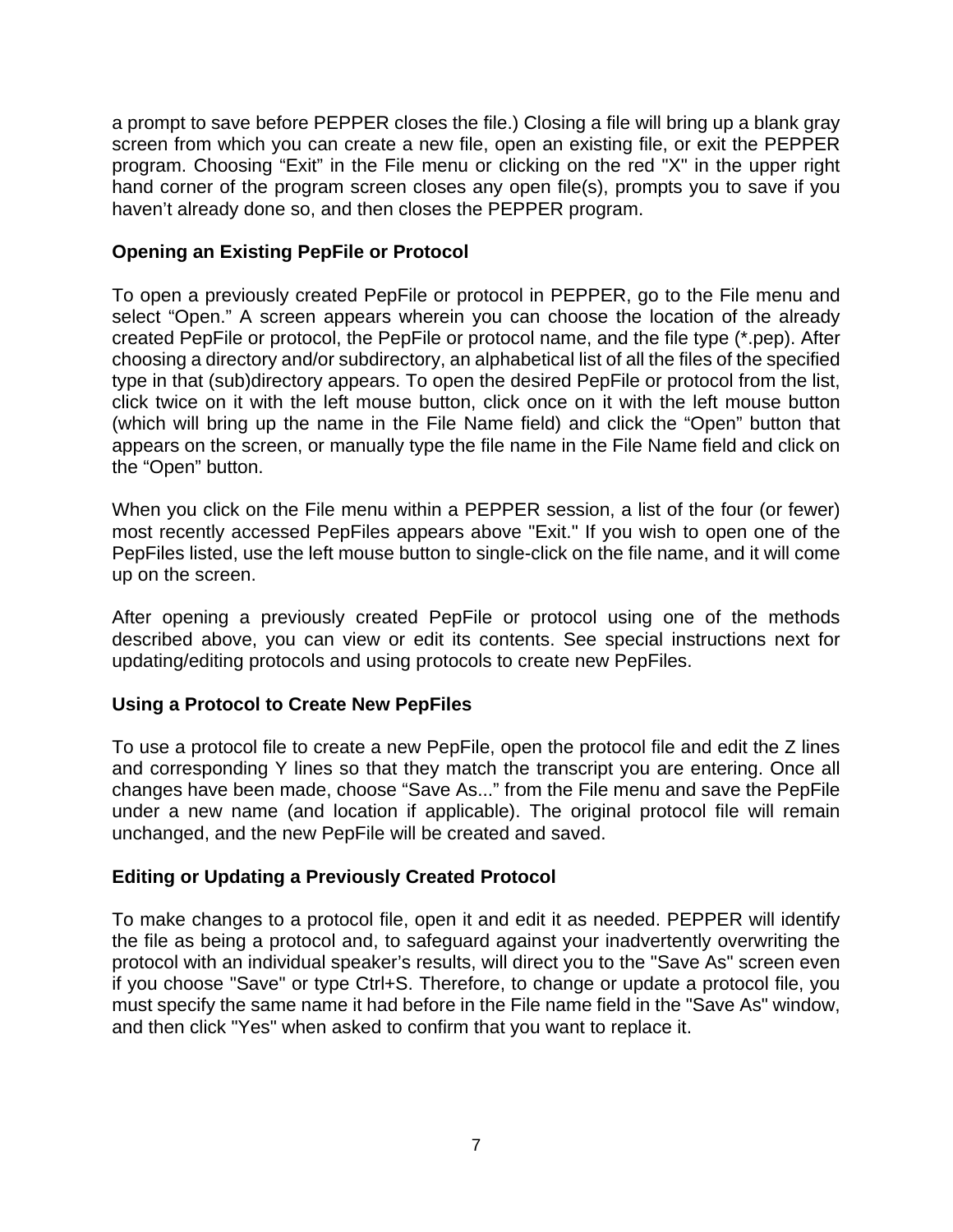a prompt to save before PEPPER closes the file.) Closing a file will bring up a blank gray screen from which you can create a new file, open an existing file, or exit the PEPPER program. Choosing “Exit” in the File menu or clicking on the red "X" in the upper right hand corner of the program screen closes any open file(s), prompts you to save if you haven’t already done so, and then closes the PEPPER program.

**Opening an Existing PepFile or Protocol**

To open a previously created PepFile or protocol in PEPPER, go to the File menu and select “Open.” A screen appears wherein you can choose the location of the already created PepFile or protocol, the PepFile or protocol name, and the file type (*.pep). After choosing a directory and/or subdirectory, an alphabetical list of all the files of the specified type in that (sub)directory appears. To open the desired PepFile or protocol from the list, click twice on it with the left mouse button, click once on it with the left mouse button (which will bring up the name in the File Name field) and click the “Open” button that appears on the screen, or manually type the file name in the File Name field and click on the “Open” button.

When you click on the File menu within a PEPPER session, a list of the four (or fewer) most recently accessed PepFiles appears above "Exit." If you wish to open one of the PepFiles listed, use the left mouse button to single-click on the file name, and it will come up on the screen.

After opening a previously created PepFile or protocol using one of the methods described above, you can view or edit its contents. See special instructions next for updating/editing protocols and using protocols to create new PepFiles.

**Using a Protocol to Create New PepFiles**

To use a protocol file to create a new PepFile, open the protocol file and edit the Z lines and corresponding Y lines so that they match the transcript you are entering. Once all changes have been made, choose “Save As...” from the File menu and save the PepFile under a new name (and location if applicable). The original protocol file will remain unchanged, and the new PepFile will be created and saved.

**Editing or Updating a Previously Created Protocol**

To make changes to a protocol file, open it and edit it as needed. PEPPER will identify the file as being a protocol and, to safeguard against your inadvertently overwriting the protocol with an individual speaker’s results, will direct you to the "Save As" screen even if you choose "Save" or type Ctrl+S. Therefore, to change or update a protocol file, you must specify the same name it had before in the File name field in the "Save As" window, and then click "Yes" when asked to confirm that you want to replace it.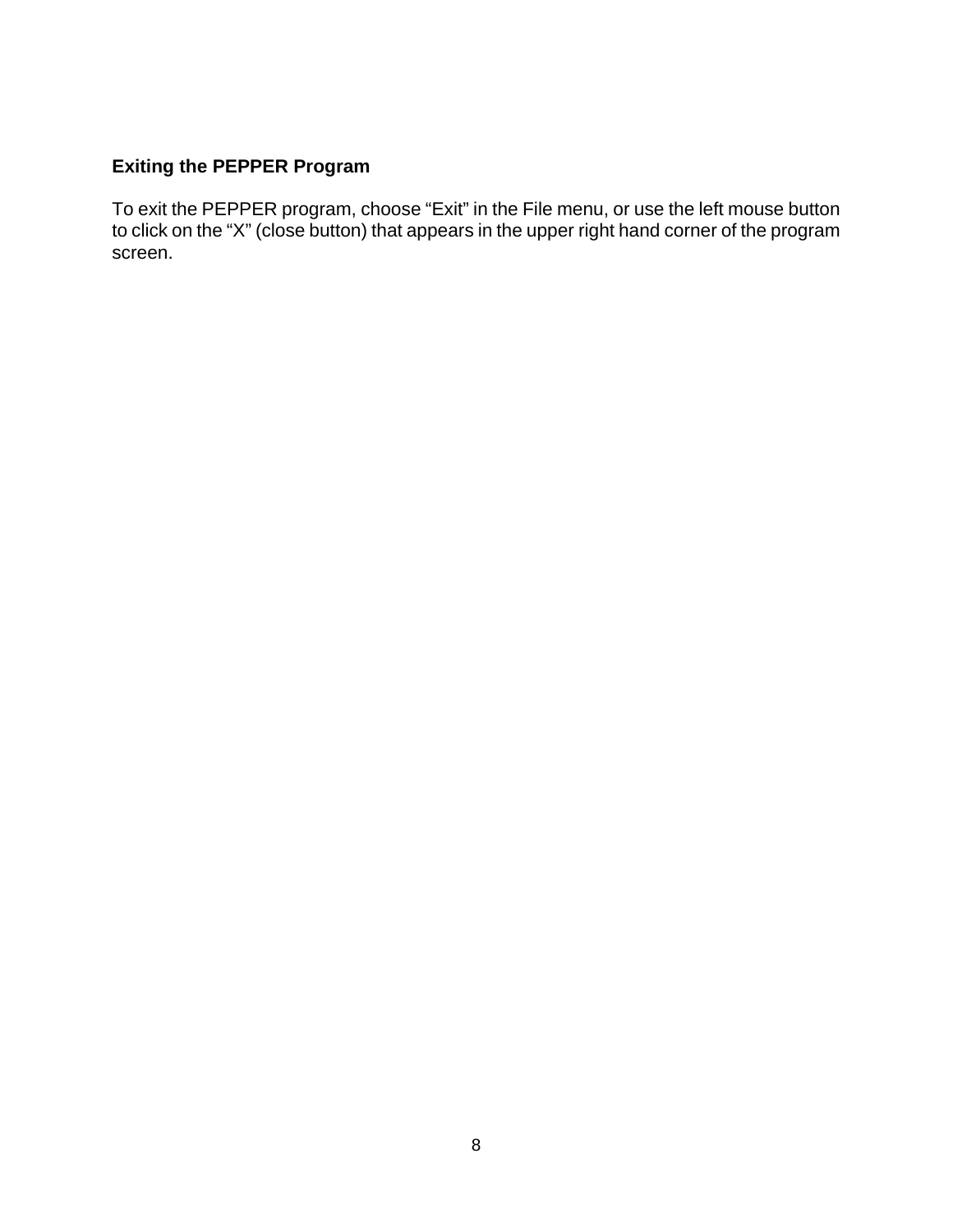### Exiting the PEPPER Program

To exit the PEPPER program, choose “Exit” in the File menu, or use the left mouse button to click on the “X” (close button) that appears in the upper right hand corner of the program screen.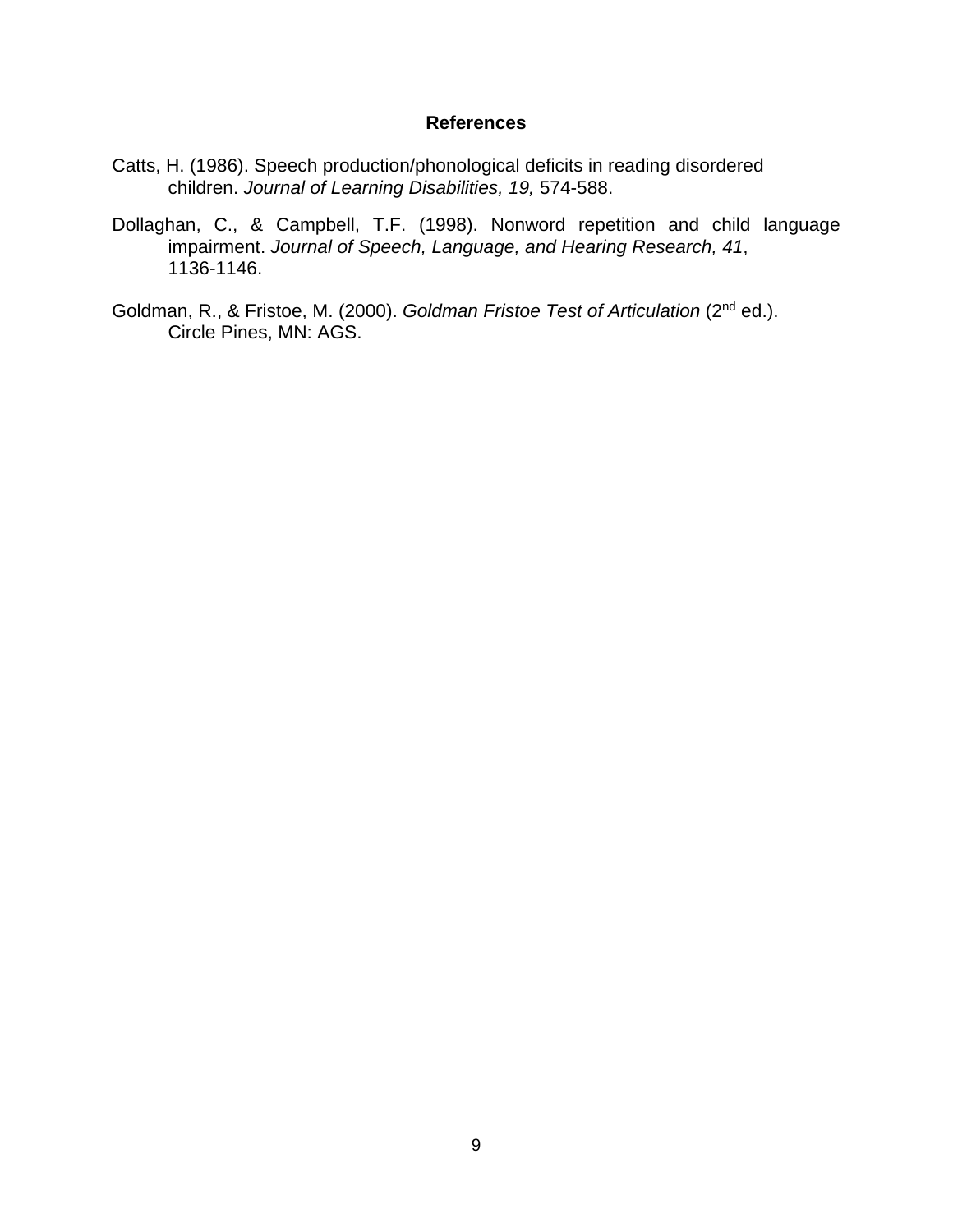## References

Catts, H. (1986). Speech production/phonological deficits in reading disordered children. *Journal of Learning Disabilities, 19,* 574-588.

Dollaghan, C., & Campbell, T.F. (1998). Nonword repetition and child language impairment. *Journal of Speech, Language, and Hearing Research, 41*, 1136-1146.

Goldman, R., & Fristoe, M. (2000). *Goldman Fristoe Test of Articulation* ($2^{nd}$ ed.). Circle Pines, MN: AGS.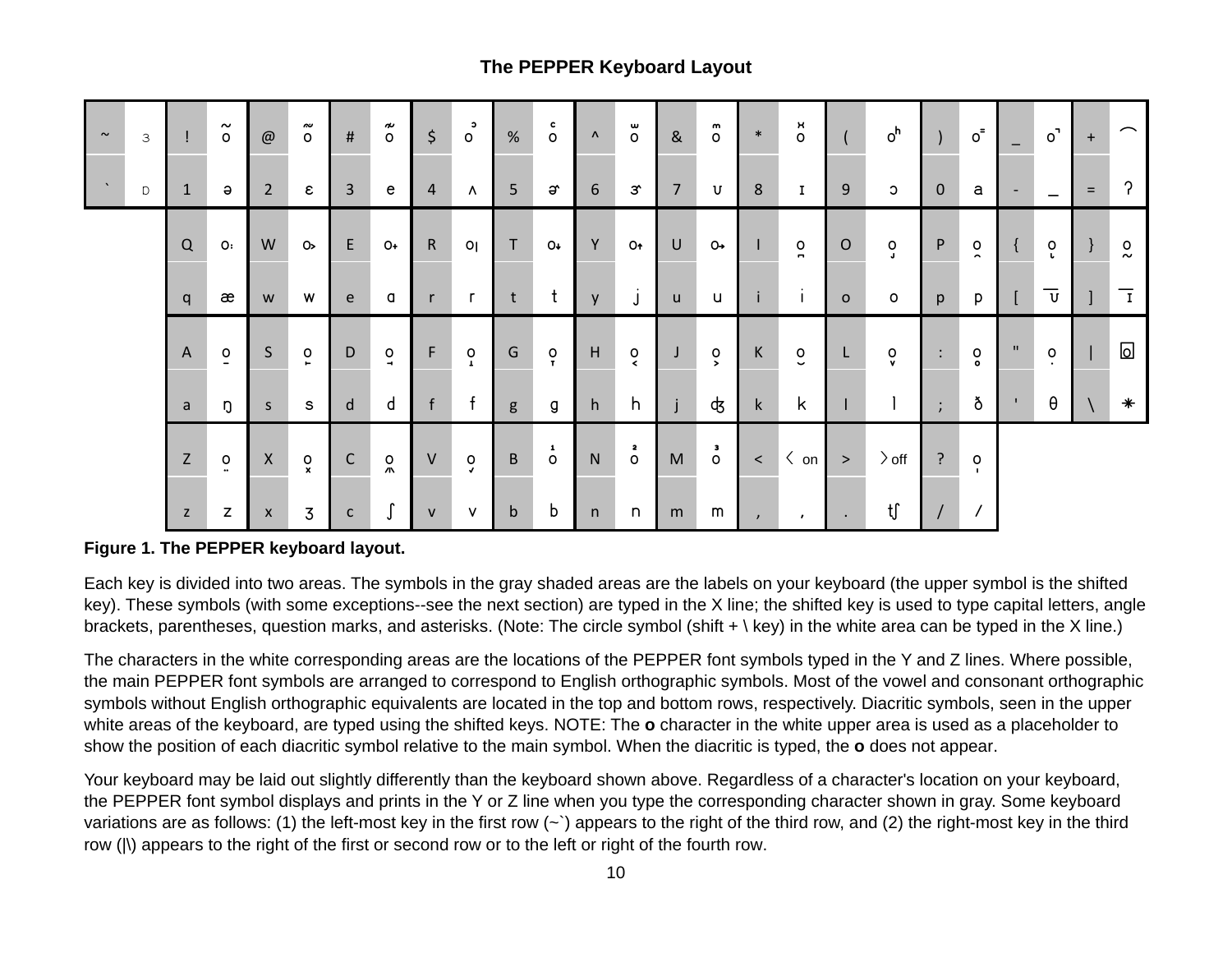## The PEPPER Keyboard Layout

| ~ | ɜ | ! | õ | @ | o̰ | # | õ̰ | $ | oᵓ | % | oᶜ | ^ | o̫ | & | oᵐ | * | o̽ | ( | oʰ | ) | o⁼ | _ | o˺ | + | ͡ |
|---|---|---|---|---|---|---|---|---|---|---|---|---|---|---|---|---|---|---|---|---|---|---|---|---|---|
| ` | ɒ | 1 | ə | 2 | ɛ | 3 | e | 4 | ʌ | 5 | ɚ | 6 | ɝ | 7 | ʊ | 8 | ɪ | 9 | ɔ | 0 | a | - | _ | = | ʔ |
| | | Q | oː | W | o> | E | o+ | R | o\| | T | o↓ | Y | o↑ | U | o→ | I | o̚ | O | o̢ | P | o̯ | { | o̙ | } | o̰ |
| | | q | æ | w | w | e | ɑ | r | r | t | t | y | j | u | u | i | i | o | o | p | p | [ | ʊ̄ | ] | ɪ̄ |
| | | A | o̠ | S | o̞ | D | o̟ | F | o̝ | G | o̞ | H | o˂ | J | o˃ | K | o̮ | L | o̬ | : | o̥ | " | o̩ | \| | ◻ |
| | | a | ŋ | s | s | d | d | f | f | g | g | h | h | j | ʤ | k | k | l | l | ; | ð | ' | θ | \ | ✳ |
| | | Z | o̤ | X | o̽ | C | o̺ | V | o̬ | B | o¹ | N | o² | M | o³ | < | 〈 on | > | 〉off | ? | o̩ | | | | |
| | | z | z | x | ʒ | c | ʃ | v | v | b | b | n | n | m | m | , | , | . | ʧ | / | / | | | | |

**Figure 1. The PEPPER keyboard layout.**

Each key is divided into two areas. The symbols in the gray shaded areas are the labels on your keyboard (the upper symbol is the shifted key). These symbols (with some exceptions--see the next section) are typed in the X line; the shifted key is used to type capital letters, angle brackets, parentheses, question marks, and asterisks. (Note: The circle symbol (shift + \ key) in the white area can be typed in the X line.)

The characters in the white corresponding areas are the locations of the PEPPER font symbols typed in the Y and Z lines. Where possible, the main PEPPER font symbols are arranged to correspond to English orthographic symbols. Most of the vowel and consonant orthographic symbols without English orthographic equivalents are located in the top and bottom rows, respectively. Diacritic symbols, seen in the upper white areas of the keyboard, are typed using the shifted keys. NOTE: The **o** character in the white upper area is used as a placeholder to show the position of each diacritic symbol relative to the main symbol. When the diacritic is typed, the **o** does not appear.

Your keyboard may be laid out slightly differently than the keyboard shown above. Regardless of a character's location on your keyboard, the PEPPER font symbol displays and prints in the Y or Z line when you type the corresponding character shown in gray. Some keyboard variations are as follows: (1) the left-most key in the first row (~`) appears to the right of the third row, and (2) the right-most key in the third row (|\) appears to the right of the first or second row or to the left or right of the fourth row.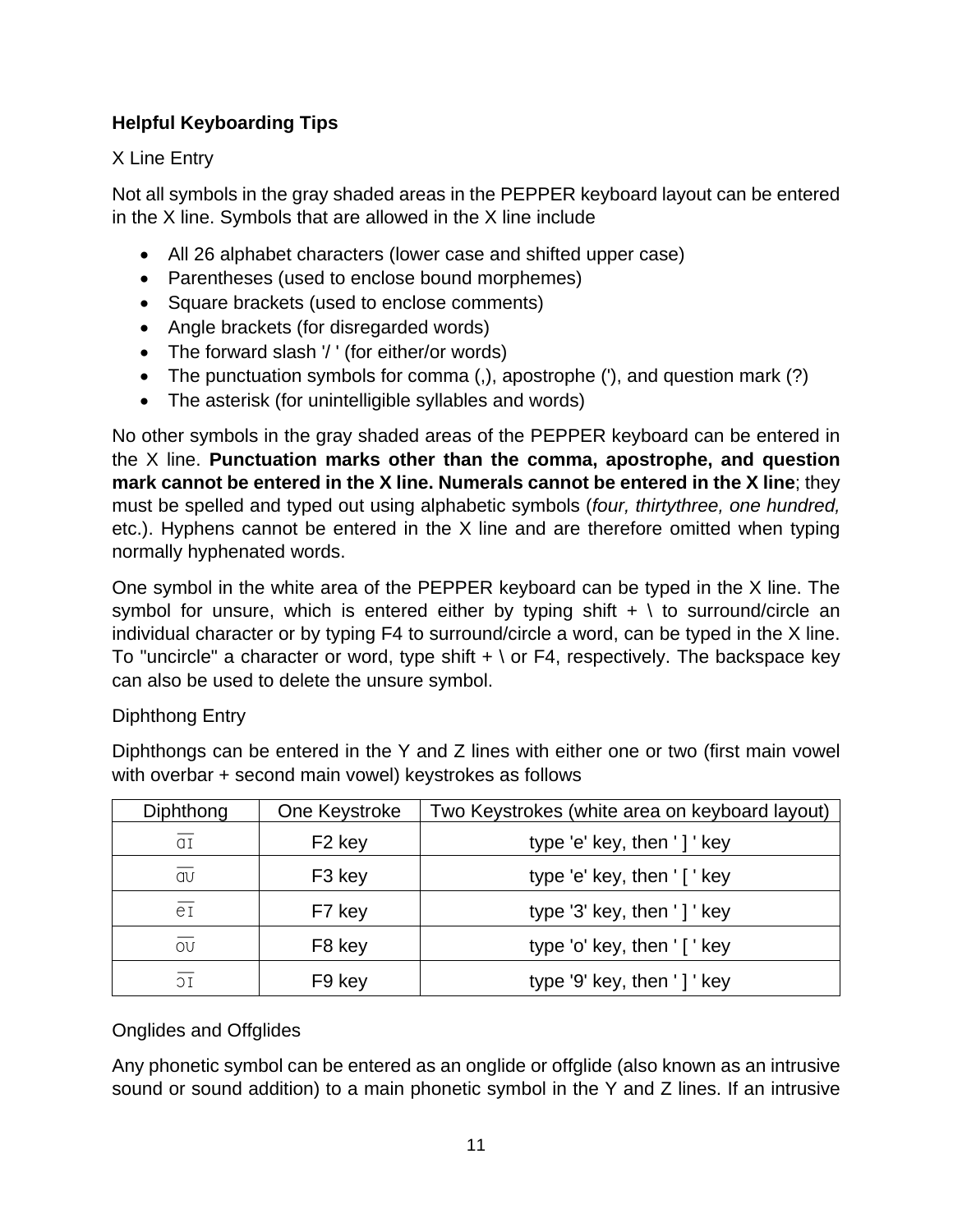**Helpful Keyboarding Tips**

X Line Entry

Not all symbols in the gray shaded areas in the PEPPER keyboard layout can be entered in the X line. Symbols that are allowed in the X line include

- All 26 alphabet characters (lower case and shifted upper case)
- Parentheses (used to enclose bound morphemes)
- Square brackets (used to enclose comments)
- Angle brackets (for disregarded words)
- The forward slash '/ ' (for either/or words)
- The punctuation symbols for comma (,), apostrophe ('), and question mark (?)
- The asterisk (for unintelligible syllables and words)

No other symbols in the gray shaded areas of the PEPPER keyboard can be entered in the X line. **Punctuation marks other than the comma, apostrophe, and question mark cannot be entered in the X line. Numerals cannot be entered in the X line**; they must be spelled and typed out using alphabetic symbols (*four, thirtythree, one hundred,* etc.). Hyphens cannot be entered in the X line and are therefore omitted when typing normally hyphenated words.

One symbol in the white area of the PEPPER keyboard can be typed in the X line. The symbol for unsure, which is entered either by typing shift + \ to surround/circle an individual character or by typing F4 to surround/circle a word, can be typed in the X line. To "uncircle" a character or word, type shift + \ or F4, respectively. The backspace key can also be used to delete the unsure symbol.

Diphthong Entry

Diphthongs can be entered in the Y and Z lines with either one or two (first main vowel with overbar + second main vowel) keystrokes as follows

| Diphthong | One Keystroke | Two Keystrokes (white area on keyboard layout) |
|---|---|---|
| a̅ɪ | F2 key | type 'e' key, then ' ] ' key |
| a̅ʊ | F3 key | type 'e' key, then ' [ ' key |
| e̅ɪ | F7 key | type '3' key, then ' ] ' key |
| o̅ʊ | F8 key | type 'o' key, then ' [ ' key |
| ɔ̅ɪ | F9 key | type '9' key, then ' ] ' key |

Onglides and Offglides

Any phonetic symbol can be entered as an onglide or offglide (also known as an intrusive sound or sound addition) to a main phonetic symbol in the Y and Z lines. If an intrusive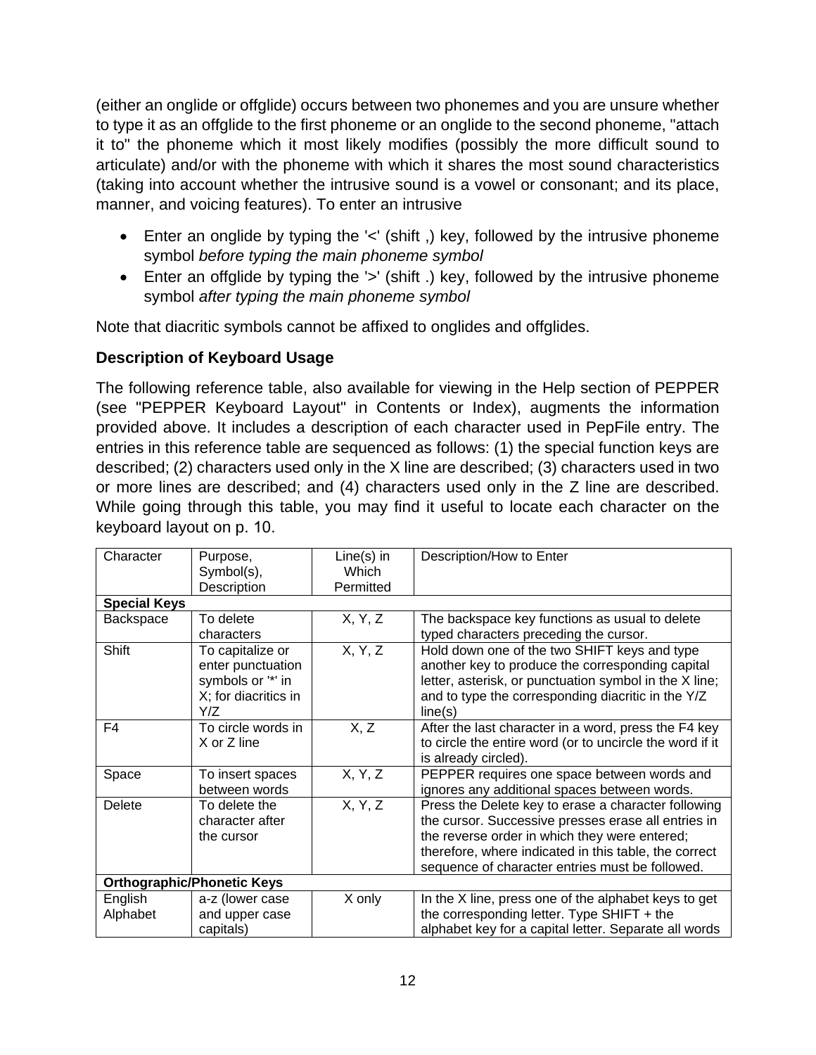(either an onglide or offglide) occurs between two phonemes and you are unsure whether to type it as an offglide to the first phoneme or an onglide to the second phoneme, "attach it to" the phoneme which it most likely modifies (possibly the more difficult sound to articulate) and/or with the phoneme with which it shares the most sound characteristics (taking into account whether the intrusive sound is a vowel or consonant; and its place, manner, and voicing features). To enter an intrusive

- Enter an onglide by typing the '<' (shift ,) key, followed by the intrusive phoneme symbol *before typing the main phoneme symbol*
- Enter an offglide by typing the '>' (shift .) key, followed by the intrusive phoneme symbol *after typing the main phoneme symbol*

Note that diacritic symbols cannot be affixed to onglides and offglides.

### Description of Keyboard Usage

The following reference table, also available for viewing in the Help section of PEPPER (see "PEPPER Keyboard Layout" in Contents or Index), augments the information provided above. It includes a description of each character used in PepFile entry. The entries in this reference table are sequenced as follows: (1) the special function keys are described; (2) characters used only in the X line are described; (3) characters used in two or more lines are described; and (4) characters used only in the Z line are described. While going through this table, you may find it useful to locate each character on the keyboard layout on p. 10.

| Character | Purpose, Symbol(s), Description | Line(s) in Which Permitted | Description/How to Enter |
|---|---|---|---|
| **Special Keys** | | | |
| Backspace | To delete characters | X, Y, Z | The backspace key functions as usual to delete typed characters preceding the cursor. |
| Shift | To capitalize or enter punctuation symbols or '*' in X; for diacritics in Y/Z | X, Y, Z | Hold down one of the two SHIFT keys and type another key to produce the corresponding capital letter, asterisk, or punctuation symbol in the X line; and to type the corresponding diacritic in the Y/Z line(s) |
| F4 | To circle words in X or Z line | X, Z | After the last character in a word, press the F4 key to circle the entire word (or to uncircle the word if it is already circled). |
| Space | To insert spaces between words | X, Y, Z | PEPPER requires one space between words and ignores any additional spaces between words. |
| Delete | To delete the character after the cursor | X, Y, Z | Press the Delete key to erase a character following the cursor. Successive presses erase all entries in the reverse order in which they were entered; therefore, where indicated in this table, the correct sequence of character entries must be followed. |
| **Orthographic/Phonetic Keys** | | | |
| English Alphabet | a-z (lower case and upper case capitals) | X only | In the X line, press one of the alphabet keys to get the corresponding letter. Type SHIFT + the alphabet key for a capital letter. Separate all words |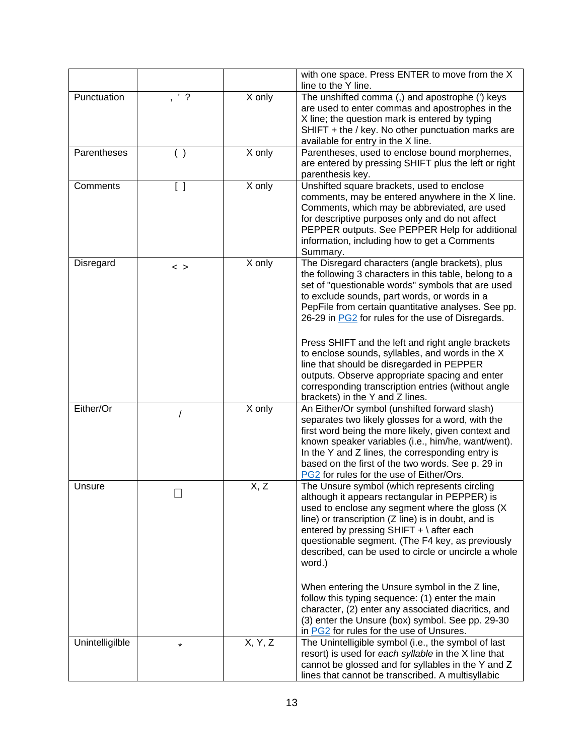| | | | |
|---|---|---|---|
| | | | with one space. Press ENTER to move from the X line to the Y line. |
| Punctuation | , ' ? | X only | The unshifted comma (,) and apostrophe (') keys are used to enter commas and apostrophes in the X line; the question mark is entered by typing SHIFT + the / key. No other punctuation marks are available for entry in the X line. |
| Parentheses | ( ) | X only | Parentheses, used to enclose bound morphemes, are entered by pressing SHIFT plus the left or right parenthesis key. |
| Comments | [ ] | X only | Unshifted square brackets, used to enclose comments, may be entered anywhere in the X line. Comments, which may be abbreviated, are used for descriptive purposes only and do not affect PEPPER outputs. See PEPPER Help for additional information, including how to get a Comments Summary. |
| Disregard | < > | X only | The Disregard characters (angle brackets), plus the following 3 characters in this table, belong to a set of "questionable words" symbols that are used to exclude sounds, part words, or words in a PepFile from certain quantitative analyses. See pp. 26-29 in PG2 for rules for the use of Disregards.<br><br>Press SHIFT and the left and right angle brackets to enclose sounds, syllables, and words in the X line that should be disregarded in PEPPER outputs. Observe appropriate spacing and enter corresponding transcription entries (without angle brackets) in the Y and Z lines. |
| Either/Or | / | X only | An Either/Or symbol (unshifted forward slash) separates two likely glosses for a word, with the first word being the more likely, given context and known speaker variables (i.e., him/he, want/went). In the Y and Z lines, the corresponding entry is based on the first of the two words. See p. 29 in PG2 for rules for the use of Either/Ors. |
| Unsure | □ | X, Z | The Unsure symbol (which represents circling although it appears rectangular in PEPPER) is used to enclose any segment where the gloss (X line) or transcription (Z line) is in doubt, and is entered by pressing SHIFT + \ after each questionable segment. (The F4 key, as previously described, can be used to circle or uncircle a whole word.)<br><br>When entering the Unsure symbol in the Z line, follow this typing sequence: (1) enter the main character, (2) enter any associated diacritics, and (3) enter the Unsure (box) symbol. See pp. 29-30 in PG2 for rules for the use of Unsures. |
| Unintelligilble | * | X, Y, Z | The Unintelligible symbol (i.e., the symbol of last resort) is used for *each syllable* in the X line that cannot be glossed and for syllables in the Y and Z lines that cannot be transcribed. A multisyllabic |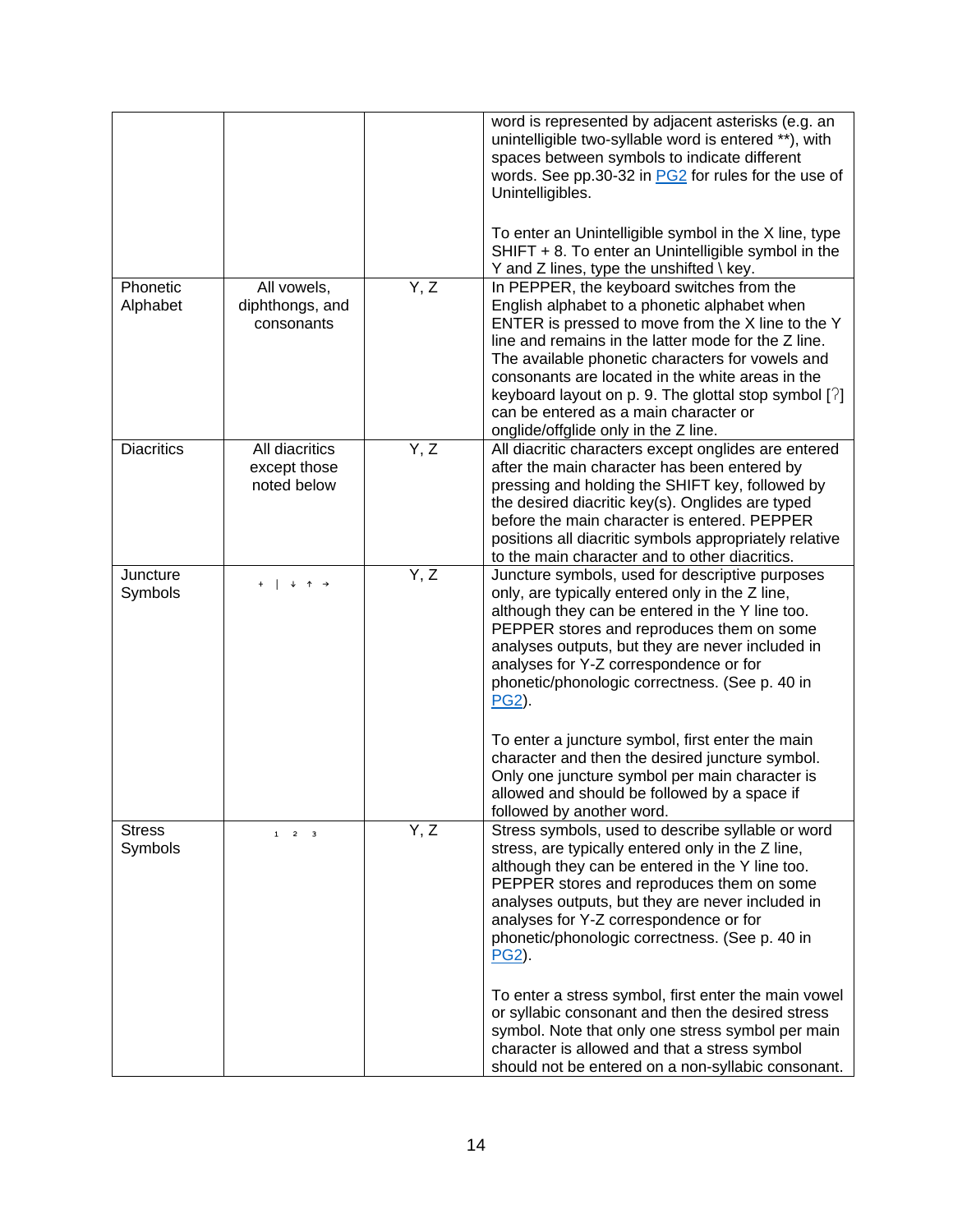| | | | |
|---|---|---|---|
| | | | word is represented by adjacent asterisks (e.g. an unintelligible two-syllable word is entered **), with spaces between symbols to indicate different words. See pp.30-32 in PG2 for rules for the use of Unintelligibles.<br><br>To enter an Unintelligible symbol in the X line, type SHIFT + 8. To enter an Unintelligible symbol in the Y and Z lines, type the unshifted \ key. |
| Phonetic Alphabet | All vowels, diphthongs, and consonants | Y, Z | In PEPPER, the keyboard switches from the English alphabet to a phonetic alphabet when ENTER is pressed to move from the X line to the Y line and remains in the latter mode for the Z line. The available phonetic characters for vowels and consonants are located in the white areas in the keyboard layout on p. 9. The glottal stop symbol [ʔ] can be entered as a main character or onglide/offglide only in the Z line. |
| Diacritics | All diacritics except those noted below | Y, Z | All diacritic characters except onglides are entered after the main character has been entered by pressing and holding the SHIFT key, followed by the desired diacritic key(s). Onglides are typed before the main character is entered. PEPPER positions all diacritic symbols appropriately relative to the main character and to other diacritics. |
| Juncture Symbols | + \| ↓ ↑ → | Y, Z | Juncture symbols, used for descriptive purposes only, are typically entered only in the Z line, although they can be entered in the Y line too. PEPPER stores and reproduces them on some analyses outputs, but they are never included in analyses for Y-Z correspondence or for phonetic/phonologic correctness. (See p. 40 in PG2).<br><br>To enter a juncture symbol, first enter the main character and then the desired juncture symbol. Only one juncture symbol per main character is allowed and should be followed by a space if followed by another word. |
| Stress Symbols | 1 2 3 | Y, Z | Stress symbols, used to describe syllable or word stress, are typically entered only in the Z line, although they can be entered in the Y line too. PEPPER stores and reproduces them on some analyses outputs, but they are never included in analyses for Y-Z correspondence or for phonetic/phonologic correctness. (See p. 40 in PG2).<br><br>To enter a stress symbol, first enter the main vowel or syllabic consonant and then the desired stress symbol. Note that only one stress symbol per main character is allowed and that a stress symbol should not be entered on a non-syllabic consonant. |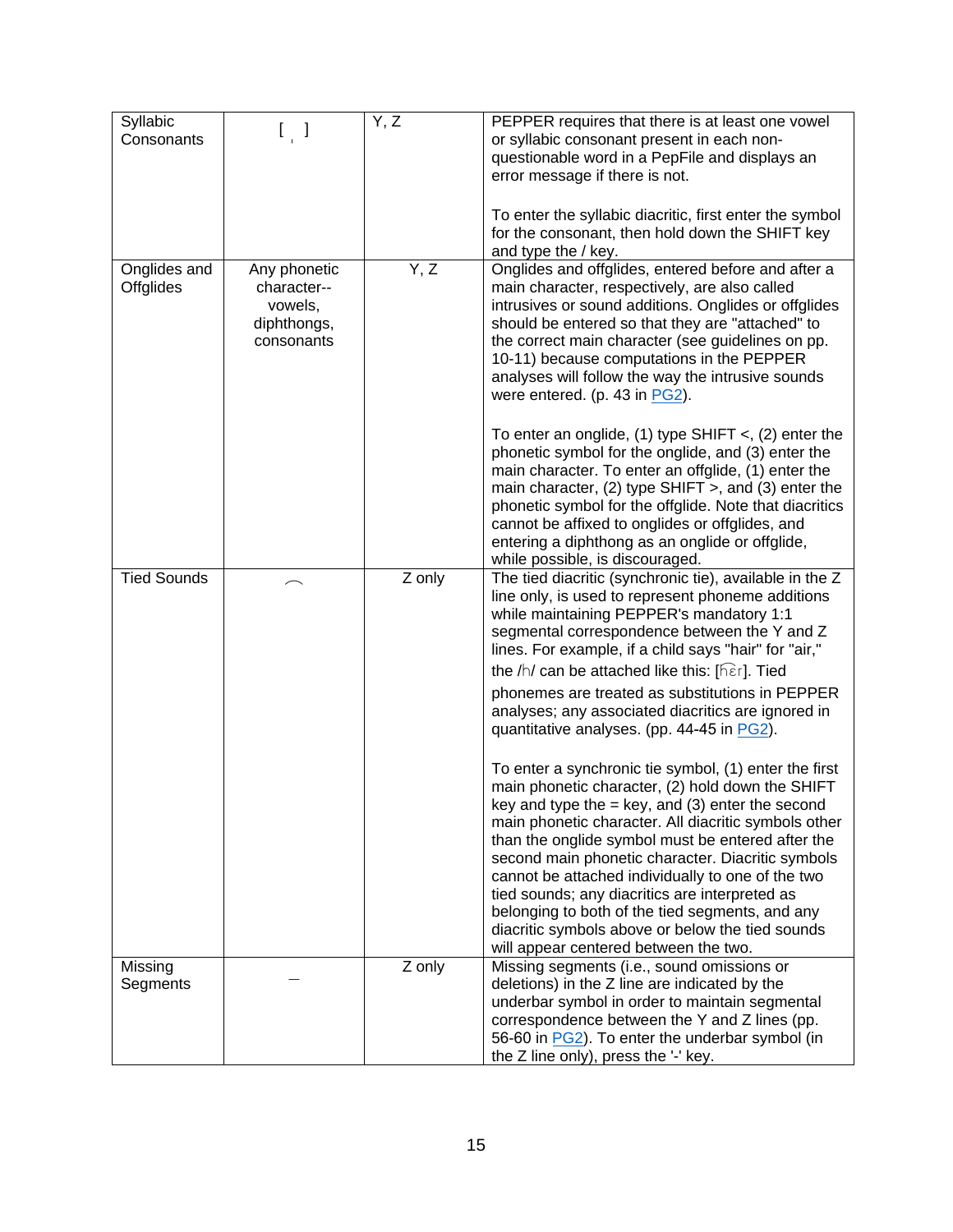| | | | |
|---|---|---|---|
| Syllabic Consonants | [ ˌ ] | Y, Z | PEPPER requires that there is at least one vowel or syllabic consonant present in each non-questionable word in a PepFile and displays an error message if there is not.<br><br>To enter the syllabic diacritic, first enter the symbol for the consonant, then hold down the SHIFT key and type the / key. |
| Onglides and Offglides | Any phonetic character--vowels, diphthongs, consonants | Y, Z | Onglides and offglides, entered before and after a main character, respectively, are also called intrusives or sound additions. Onglides or offglides should be entered so that they are "attached" to the correct main character (see guidelines on pp. 10-11) because computations in the PEPPER analyses will follow the way the intrusive sounds were entered. (p. 43 in PG2).<br><br>To enter an onglide, (1) type SHIFT <, (2) enter the phonetic symbol for the onglide, and (3) enter the main character. To enter an offglide, (1) enter the main character, (2) type SHIFT >, and (3) enter the phonetic symbol for the offglide. Note that diacritics cannot be affixed to onglides or offglides, and entering a diphthong as an onglide or offglide, while possible, is discouraged. |
| Tied Sounds | ⁀ | Z only | The tied diacritic (synchronic tie), available in the Z line only, is used to represent phoneme additions while maintaining PEPPER's mandatory 1:1 segmental correspondence between the Y and Z lines. For example, if a child says "hair" for "air," the /h/ can be attached like this: [h͡ɛr]. Tied phonemes are treated as substitutions in PEPPER analyses; any associated diacritics are ignored in quantitative analyses. (pp. 44-45 in PG2).<br><br>To enter a synchronic tie symbol, (1) enter the first main phonetic character, (2) hold down the SHIFT key and type the = key, and (3) enter the second main phonetic character. All diacritic symbols other than the onglide symbol must be entered after the second main phonetic character. Diacritic symbols cannot be attached individually to one of the two tied sounds; any diacritics are interpreted as belonging to both of the tied segments, and any diacritic symbols above or below the tied sounds will appear centered between the two. |
| Missing Segments | _ | Z only | Missing segments (i.e., sound omissions or deletions) in the Z line are indicated by the underbar symbol in order to maintain segmental correspondence between the Y and Z lines (pp. 56-60 in PG2). To enter the underbar symbol (in the Z line only), press the '-' key. |